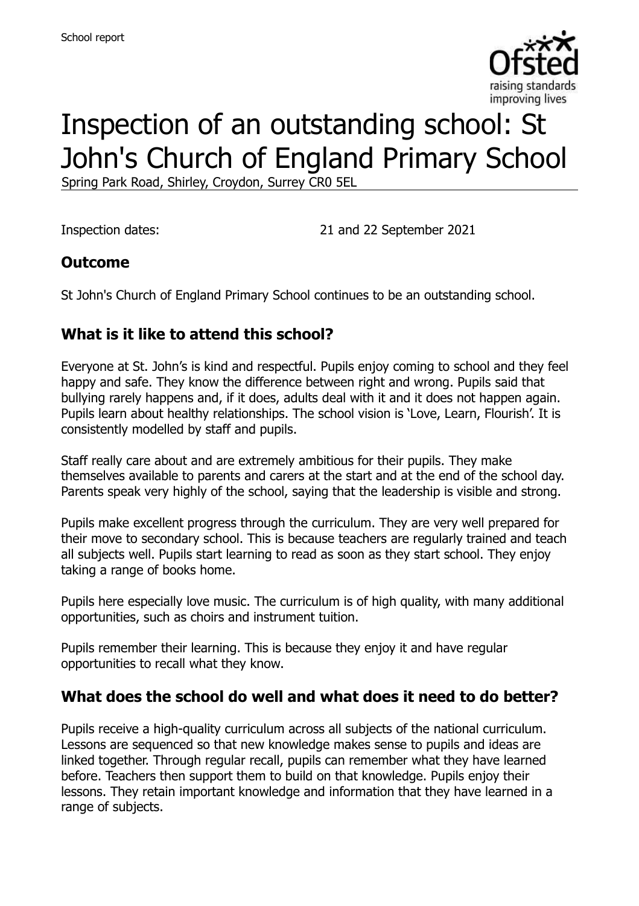School report

# Inspection of an outstanding school: St John's Church of England Primary School

Spring Park Road, Shirley, Croydon, Surrey CR0 5EL

Inspection dates: 21 and 22 September 2021

## Outcome

St John's Church of England Primary School continues to be an outstanding school.

## What is it like to attend this school?

Everyone at St. John's is kind and respectful. Pupils enjoy coming to school and they feel happy and safe. They know the difference between right and wrong. Pupils said that bullying rarely happens and, if it does, adults deal with it and it does not happen again. Pupils learn about healthy relationships. The school vision is 'Love, Learn, Flourish'. It is consistently modelled by staff and pupils.

Staff really care about and are extremely ambitious for their pupils. They make themselves available to parents and carers at the start and at the end of the school day. Parents speak very highly of the school, saying that the leadership is visible and strong.

Pupils make excellent progress through the curriculum. They are very well prepared for their move to secondary school. This is because teachers are regularly trained and teach all subjects well. Pupils start learning to read as soon as they start school. They enjoy taking a range of books home.

Pupils here especially love music. The curriculum is of high quality, with many additional opportunities, such as choirs and instrument tuition.

Pupils remember their learning. This is because they enjoy it and have regular opportunities to recall what they know.

## What does the school do well and what does it need to do better?

Pupils receive a high-quality curriculum across all subjects of the national curriculum. Lessons are sequenced so that new knowledge makes sense to pupils and ideas are linked together. Through regular recall, pupils can remember what they have learned before. Teachers then support them to build on that knowledge. Pupils enjoy their lessons. They retain important knowledge and information that they have learned in a range of subjects.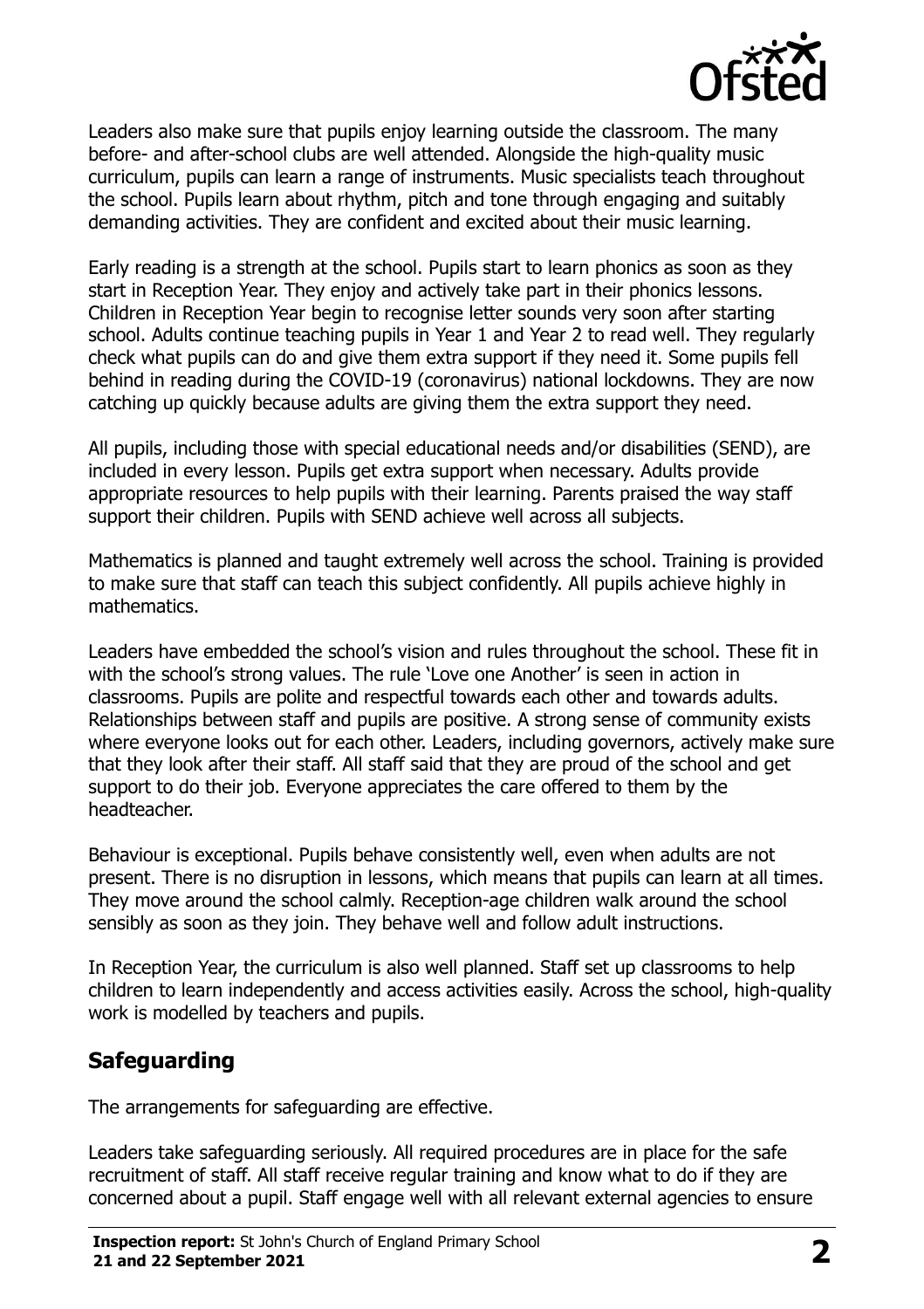Leaders also make sure that pupils enjoy learning outside the classroom. The many before- and after-school clubs are well attended. Alongside the high-quality music curriculum, pupils can learn a range of instruments. Music specialists teach throughout the school. Pupils learn about rhythm, pitch and tone through engaging and suitably demanding activities. They are confident and excited about their music learning.

Early reading is a strength at the school. Pupils start to learn phonics as soon as they start in Reception Year. They enjoy and actively take part in their phonics lessons. Children in Reception Year begin to recognise letter sounds very soon after starting school. Adults continue teaching pupils in Year 1 and Year 2 to read well. They regularly check what pupils can do and give them extra support if they need it. Some pupils fell behind in reading during the COVID-19 (coronavirus) national lockdowns. They are now catching up quickly because adults are giving them the extra support they need.

All pupils, including those with special educational needs and/or disabilities (SEND), are included in every lesson. Pupils get extra support when necessary. Adults provide appropriate resources to help pupils with their learning. Parents praised the way staff support their children. Pupils with SEND achieve well across all subjects.

Mathematics is planned and taught extremely well across the school. Training is provided to make sure that staff can teach this subject confidently. All pupils achieve highly in mathematics.

Leaders have embedded the school's vision and rules throughout the school. These fit in with the school's strong values. The rule 'Love one Another' is seen in action in classrooms. Pupils are polite and respectful towards each other and towards adults. Relationships between staff and pupils are positive. A strong sense of community exists where everyone looks out for each other. Leaders, including governors, actively make sure that they look after their staff. All staff said that they are proud of the school and get support to do their job. Everyone appreciates the care offered to them by the headteacher.

Behaviour is exceptional. Pupils behave consistently well, even when adults are not present. There is no disruption in lessons, which means that pupils can learn at all times. They move around the school calmly. Reception-age children walk around the school sensibly as soon as they join. They behave well and follow adult instructions.

In Reception Year, the curriculum is also well planned. Staff set up classrooms to help children to learn independently and access activities easily. Across the school, high-quality work is modelled by teachers and pupils.

## Safeguarding

The arrangements for safeguarding are effective.

Leaders take safeguarding seriously. All required procedures are in place for the safe recruitment of staff. All staff receive regular training and know what to do if they are concerned about a pupil. Staff engage well with all relevant external agencies to ensure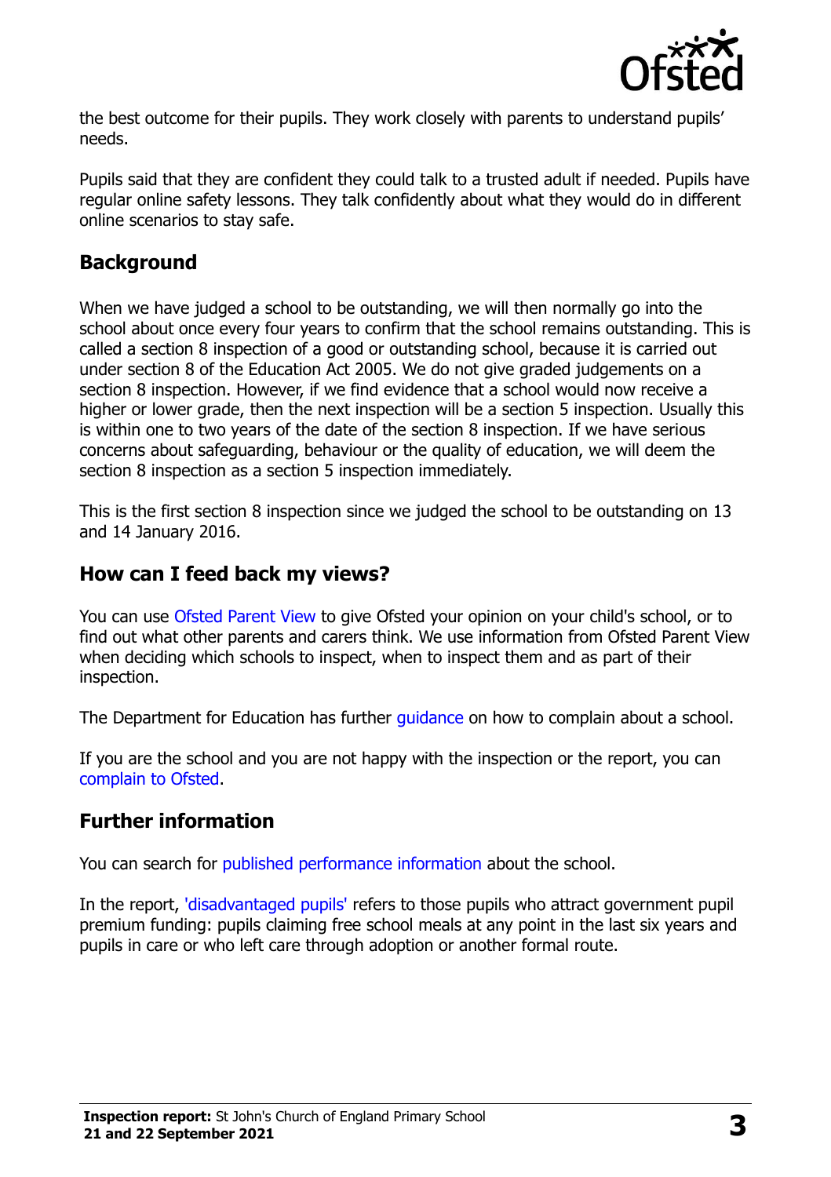the best outcome for their pupils. They work closely with parents to understand pupils' needs.

Pupils said that they are confident they could talk to a trusted adult if needed. Pupils have regular online safety lessons. They talk confidently about what they would do in different online scenarios to stay safe.

## Background

When we have judged a school to be outstanding, we will then normally go into the school about once every four years to confirm that the school remains outstanding. This is called a section 8 inspection of a good or outstanding school, because it is carried out under section 8 of the Education Act 2005. We do not give graded judgements on a section 8 inspection. However, if we find evidence that a school would now receive a higher or lower grade, then the next inspection will be a section 5 inspection. Usually this is within one to two years of the date of the section 8 inspection. If we have serious concerns about safeguarding, behaviour or the quality of education, we will deem the section 8 inspection as a section 5 inspection immediately.

This is the first section 8 inspection since we judged the school to be outstanding on 13 and 14 January 2016.

## How can I feed back my views?

You can use Ofsted Parent View to give Ofsted your opinion on your child's school, or to find out what other parents and carers think. We use information from Ofsted Parent View when deciding which schools to inspect, when to inspect them and as part of their inspection.

The Department for Education has further guidance on how to complain about a school.

If you are the school and you are not happy with the inspection or the report, you can complain to Ofsted.

## Further information

You can search for published performance information about the school.

In the report, 'disadvantaged pupils' refers to those pupils who attract government pupil premium funding: pupils claiming free school meals at any point in the last six years and pupils in care or who left care through adoption or another formal route.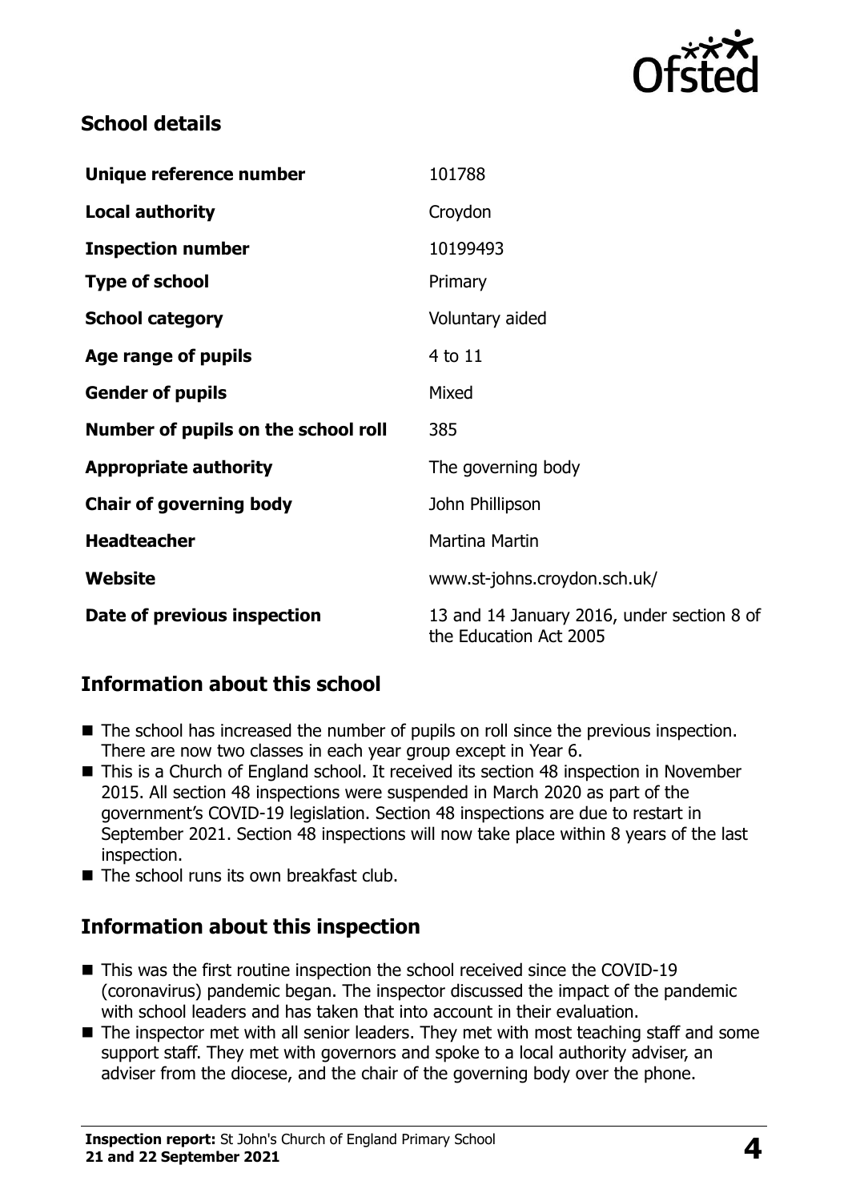## School details

| Unique reference number | 101788 |
| --- | --- |
| **Local authority** | Croydon |
| **Inspection number** | 10199493 |
| **Type of school** | Primary |
| **School category** | Voluntary aided |
| **Age range of pupils** | 4 to 11 |
| **Gender of pupils** | Mixed |
| **Number of pupils on the school roll** | 385 |
| **Appropriate authority** | The governing body |
| **Chair of governing body** | John Phillipson |
| **Headteacher** | Martina Martin |
| **Website** | www.st-johns.croydon.sch.uk/ |
| **Date of previous inspection** | 13 and 14 January 2016, under section 8 of the Education Act 2005 |

## Information about this school

- The school has increased the number of pupils on roll since the previous inspection. There are now two classes in each year group except in Year 6.
- This is a Church of England school. It received its section 48 inspection in November 2015. All section 48 inspections were suspended in March 2020 as part of the government's COVID-19 legislation. Section 48 inspections are due to restart in September 2021. Section 48 inspections will now take place within 8 years of the last inspection.
- The school runs its own breakfast club.

## Information about this inspection

- This was the first routine inspection the school received since the COVID-19 (coronavirus) pandemic began. The inspector discussed the impact of the pandemic with school leaders and has taken that into account in their evaluation.
- The inspector met with all senior leaders. They met with most teaching staff and some support staff. They met with governors and spoke to a local authority adviser, an adviser from the diocese, and the chair of the governing body over the phone.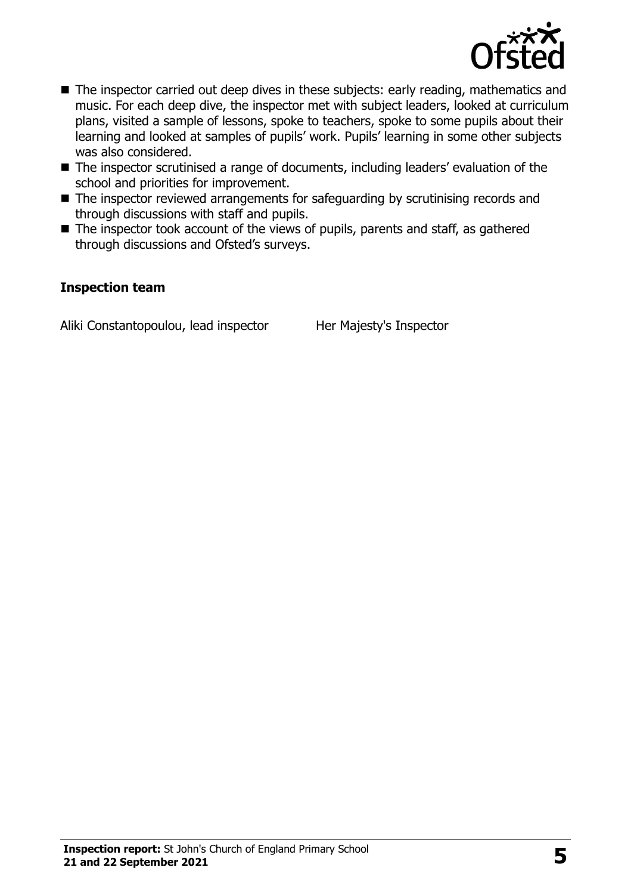- The inspector carried out deep dives in these subjects: early reading, mathematics and music. For each deep dive, the inspector met with subject leaders, looked at curriculum plans, visited a sample of lessons, spoke to teachers, spoke to some pupils about their learning and looked at samples of pupils' work. Pupils' learning in some other subjects was also considered.
- The inspector scrutinised a range of documents, including leaders' evaluation of the school and priorities for improvement.
- The inspector reviewed arrangements for safeguarding by scrutinising records and through discussions with staff and pupils.
- The inspector took account of the views of pupils, parents and staff, as gathered through discussions and Ofsted's surveys.

### Inspection team

| | |
|---|---|
| Aliki Constantopoulou, lead inspector | Her Majesty's Inspector |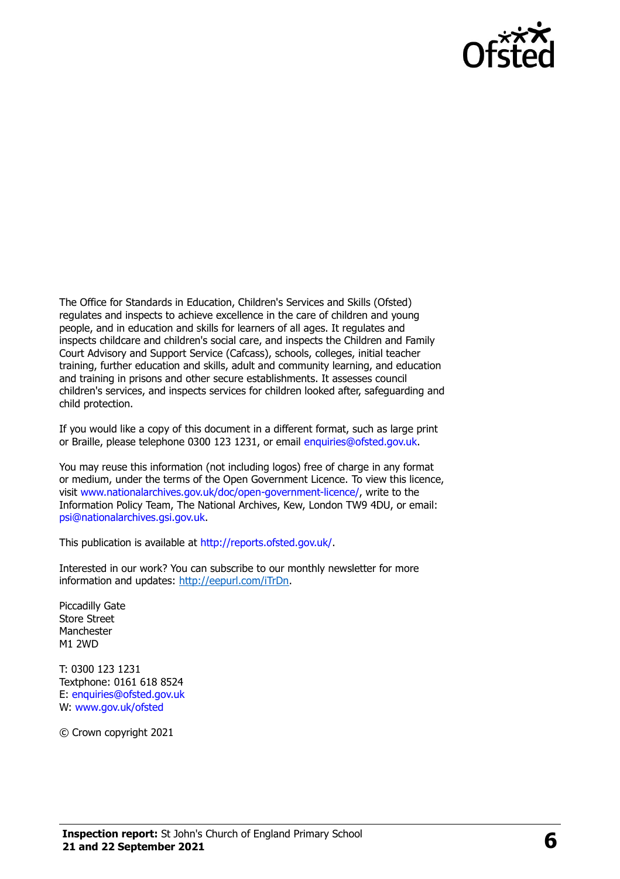The Office for Standards in Education, Children's Services and Skills (Ofsted) regulates and inspects to achieve excellence in the care of children and young people, and in education and skills for learners of all ages. It regulates and inspects childcare and children's social care, and inspects the Children and Family Court Advisory and Support Service (Cafcass), schools, colleges, initial teacher training, further education and skills, adult and community learning, and education and training in prisons and other secure establishments. It assesses council children's services, and inspects services for children looked after, safeguarding and child protection.

If you would like a copy of this document in a different format, such as large print or Braille, please telephone 0300 123 1231, or email enquiries@ofsted.gov.uk.

You may reuse this information (not including logos) free of charge in any format or medium, under the terms of the Open Government Licence. To view this licence, visit www.nationalarchives.gov.uk/doc/open-government-licence/, write to the Information Policy Team, The National Archives, Kew, London TW9 4DU, or email: psi@nationalarchives.gsi.gov.uk.

This publication is available at http://reports.ofsted.gov.uk/.

Interested in our work? You can subscribe to our monthly newsletter for more information and updates: http://eepurl.com/iTrDn.

Piccadilly Gate
Store Street
Manchester
M1 2WD

T: 0300 123 1231
Textphone: 0161 618 8524
E: enquiries@ofsted.gov.uk
W: www.gov.uk/ofsted

© Crown copyright 2021